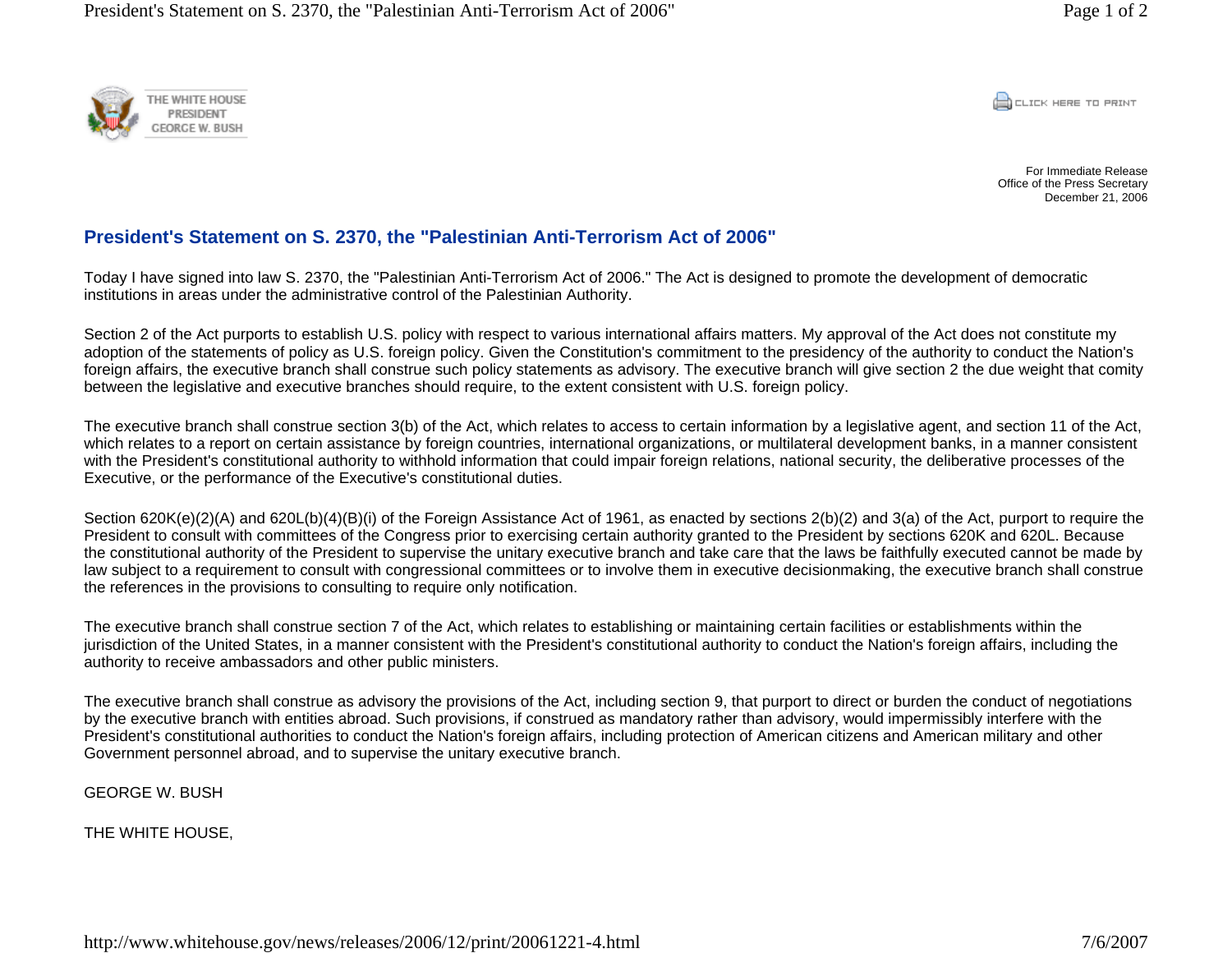THE WHITE HOUSE
PRESIDENT
GEORGE W. BUSH

CLICK HERE TO PRINT

For Immediate Release
Office of the Press Secretary
December 21, 2006

## President's Statement on S. 2370, the "Palestinian Anti-Terrorism Act of 2006"

Today I have signed into law S. 2370, the "Palestinian Anti-Terrorism Act of 2006." The Act is designed to promote the development of democratic institutions in areas under the administrative control of the Palestinian Authority.

Section 2 of the Act purports to establish U.S. policy with respect to various international affairs matters. My approval of the Act does not constitute my adoption of the statements of policy as U.S. foreign policy. Given the Constitution's commitment to the presidency of the authority to conduct the Nation's foreign affairs, the executive branch shall construe such policy statements as advisory. The executive branch will give section 2 the due weight that comity between the legislative and executive branches should require, to the extent consistent with U.S. foreign policy.

The executive branch shall construe section 3(b) of the Act, which relates to access to certain information by a legislative agent, and section 11 of the Act, which relates to a report on certain assistance by foreign countries, international organizations, or multilateral development banks, in a manner consistent with the President's constitutional authority to withhold information that could impair foreign relations, national security, the deliberative processes of the Executive, or the performance of the Executive's constitutional duties.

Section 620K(e)(2)(A) and 620L(b)(4)(B)(i) of the Foreign Assistance Act of 1961, as enacted by sections 2(b)(2) and 3(a) of the Act, purport to require the President to consult with committees of the Congress prior to exercising certain authority granted to the President by sections 620K and 620L. Because the constitutional authority of the President to supervise the unitary executive branch and take care that the laws be faithfully executed cannot be made by law subject to a requirement to consult with congressional committees or to involve them in executive decisionmaking, the executive branch shall construe the references in the provisions to consulting to require only notification.

The executive branch shall construe section 7 of the Act, which relates to establishing or maintaining certain facilities or establishments within the jurisdiction of the United States, in a manner consistent with the President's constitutional authority to conduct the Nation's foreign affairs, including the authority to receive ambassadors and other public ministers.

The executive branch shall construe as advisory the provisions of the Act, including section 9, that purport to direct or burden the conduct of negotiations by the executive branch with entities abroad. Such provisions, if construed as mandatory rather than advisory, would impermissibly interfere with the President's constitutional authorities to conduct the Nation's foreign affairs, including protection of American citizens and American military and other Government personnel abroad, and to supervise the unitary executive branch.

GEORGE W. BUSH

THE WHITE HOUSE,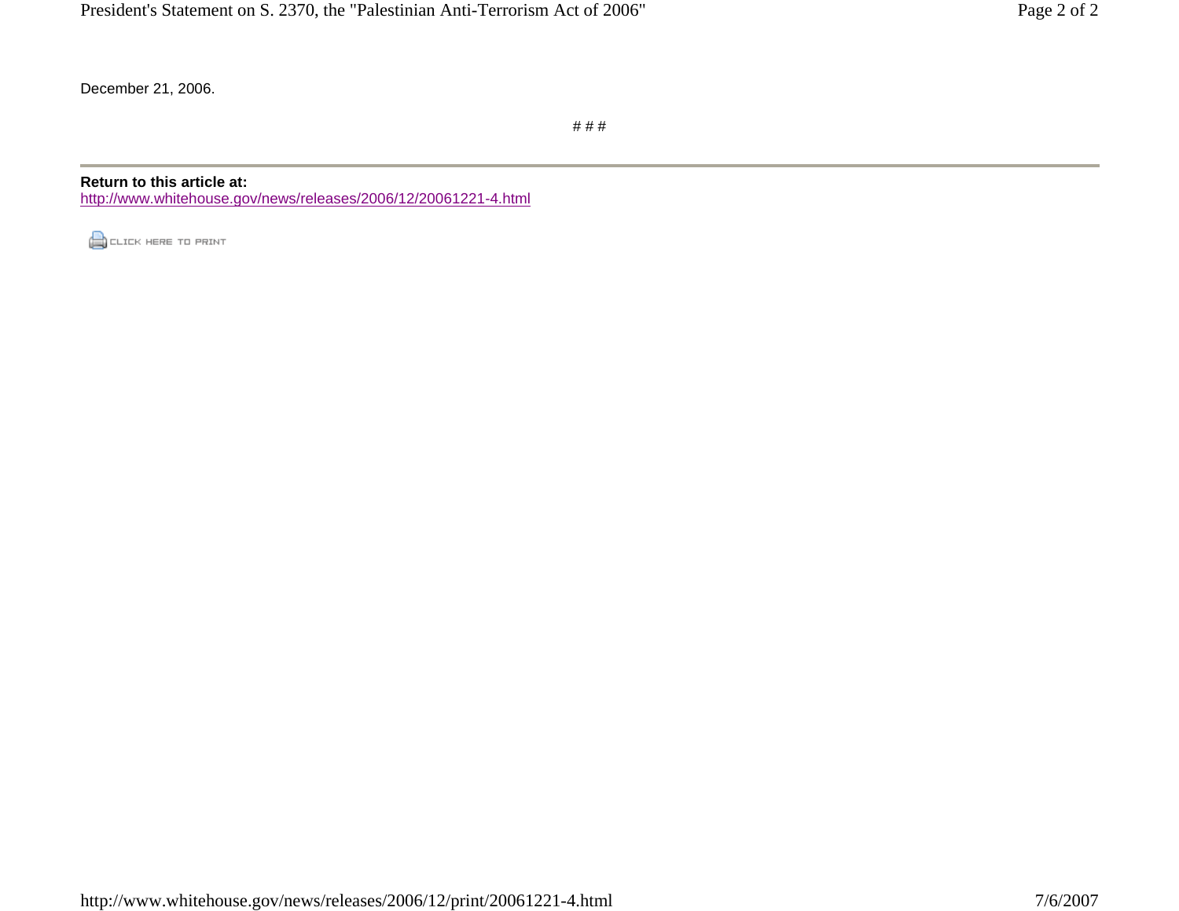December 21, 2006.

# # #

**Return to this article at:**
http://www.whitehouse.gov/news/releases/2006/12/20061221-4.html

CLICK HERE TO PRINT